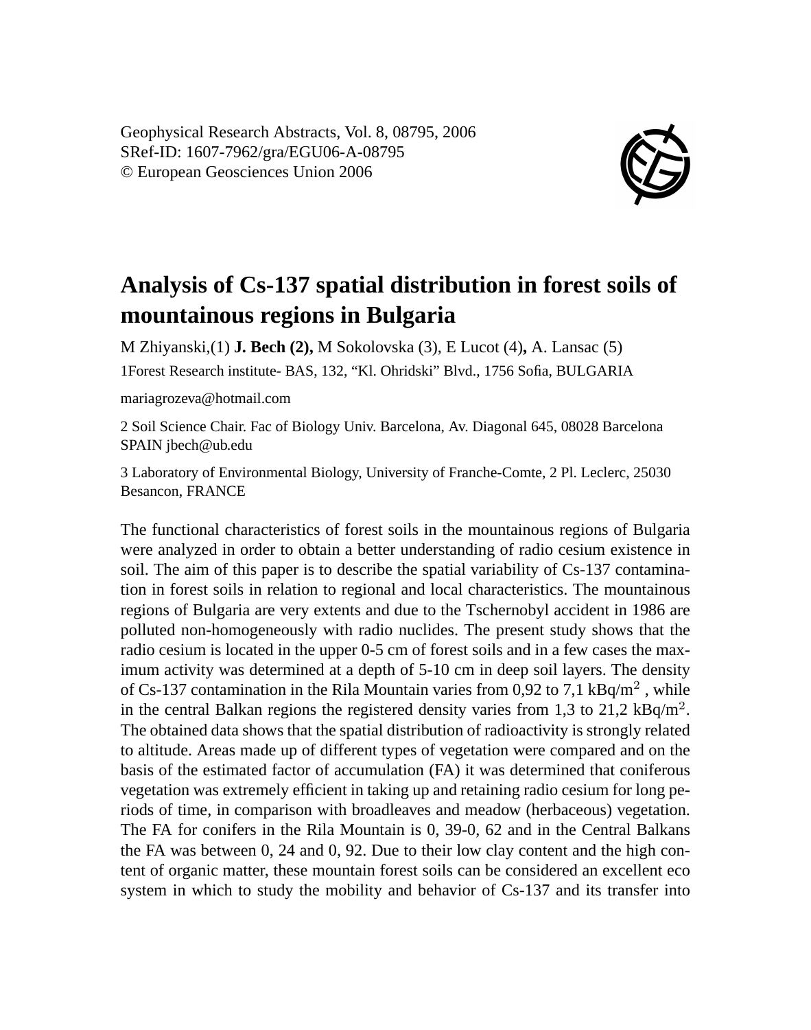Geophysical Research Abstracts, Vol. 8, 08795, 2006
SRef-ID: 1607-7962/gra/EGU06-A-08795
© European Geosciences Union 2006

# Analysis of Cs-137 spatial distribution in forest soils of mountainous regions in Bulgaria

M Zhiyanski,(1) **J. Bech (2),** M Sokolovska (3), E Lucot (4)**,** A. Lansac (5)

1Forest Research institute- BAS, 132, "Kl. Ohridski" Blvd., 1756 Sofia, BULGARIA

mariagrozeva@hotmail.com

2 Soil Science Chair. Fac of Biology Univ. Barcelona, Av. Diagonal 645, 08028 Barcelona SPAIN jbech@ub.edu

3 Laboratory of Environmental Biology, University of Franche-Comte, 2 Pl. Leclerc, 25030 Besancon, FRANCE

The functional characteristics of forest soils in the mountainous regions of Bulgaria were analyzed in order to obtain a better understanding of radio cesium existence in soil. The aim of this paper is to describe the spatial variability of Cs-137 contamination in forest soils in relation to regional and local characteristics. The mountainous regions of Bulgaria are very extents and due to the Tschernobyl accident in 1986 are polluted non-homogeneously with radio nuclides. The present study shows that the radio cesium is located in the upper 0-5 cm of forest soils and in a few cases the maximum activity was determined at a depth of 5-10 cm in deep soil layers. The density of Cs-137 contamination in the Rila Mountain varies from 0,92 to 7,1 kBq/$m^2$ , while in the central Balkan regions the registered density varies from 1,3 to 21,2 kBq/$m^2$. The obtained data shows that the spatial distribution of radioactivity is strongly related to altitude. Areas made up of different types of vegetation were compared and on the basis of the estimated factor of accumulation (FA) it was determined that coniferous vegetation was extremely efficient in taking up and retaining radio cesium for long periods of time, in comparison with broadleaves and meadow (herbaceous) vegetation. The FA for conifers in the Rila Mountain is 0, 39-0, 62 and in the Central Balkans the FA was between 0, 24 and 0, 92. Due to their low clay content and the high content of organic matter, these mountain forest soils can be considered an excellent eco system in which to study the mobility and behavior of Cs-137 and its transfer into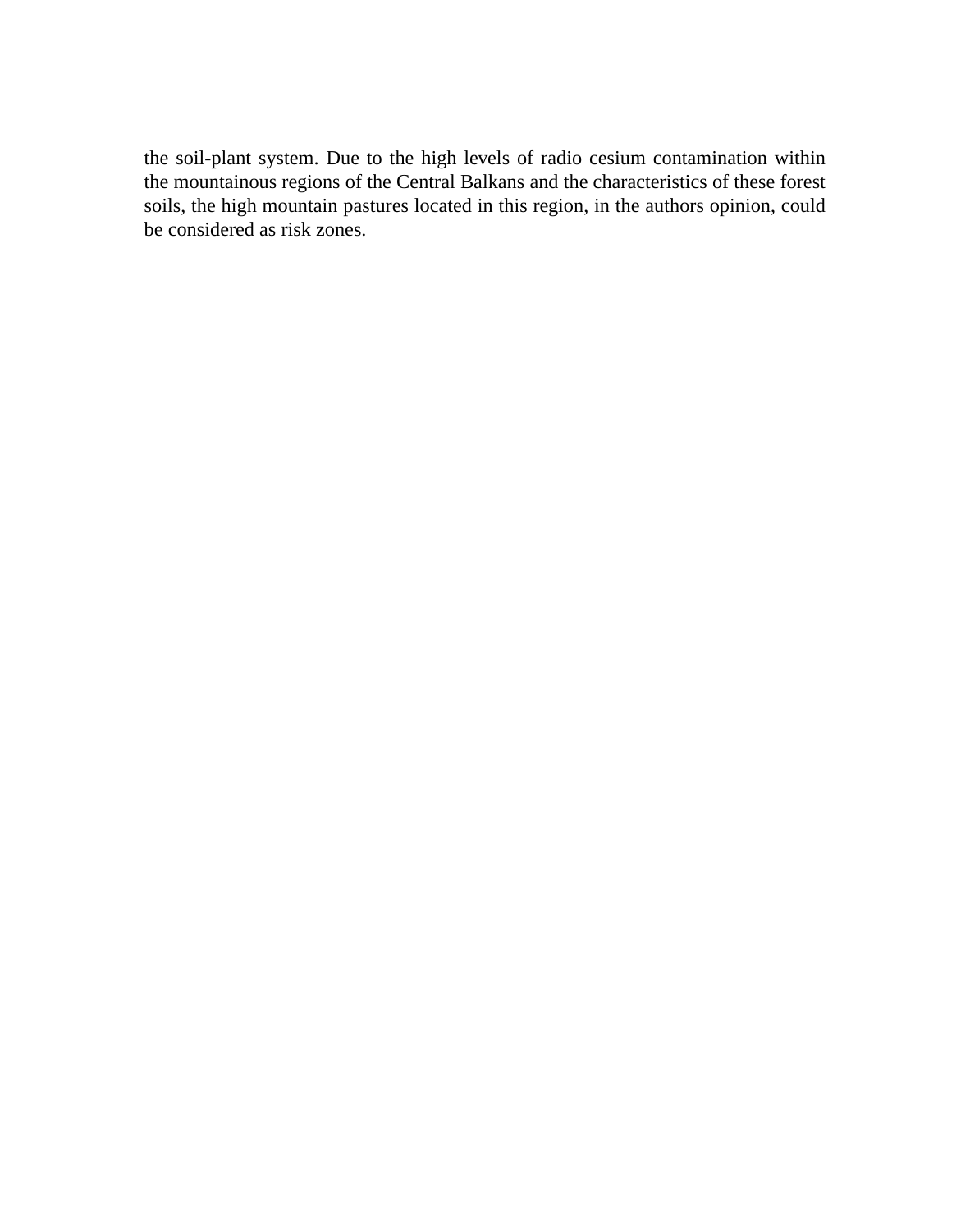the soil-plant system. Due to the high levels of radio cesium contamination within the mountainous regions of the Central Balkans and the characteristics of these forest soils, the high mountain pastures located in this region, in the authors opinion, could be considered as risk zones.